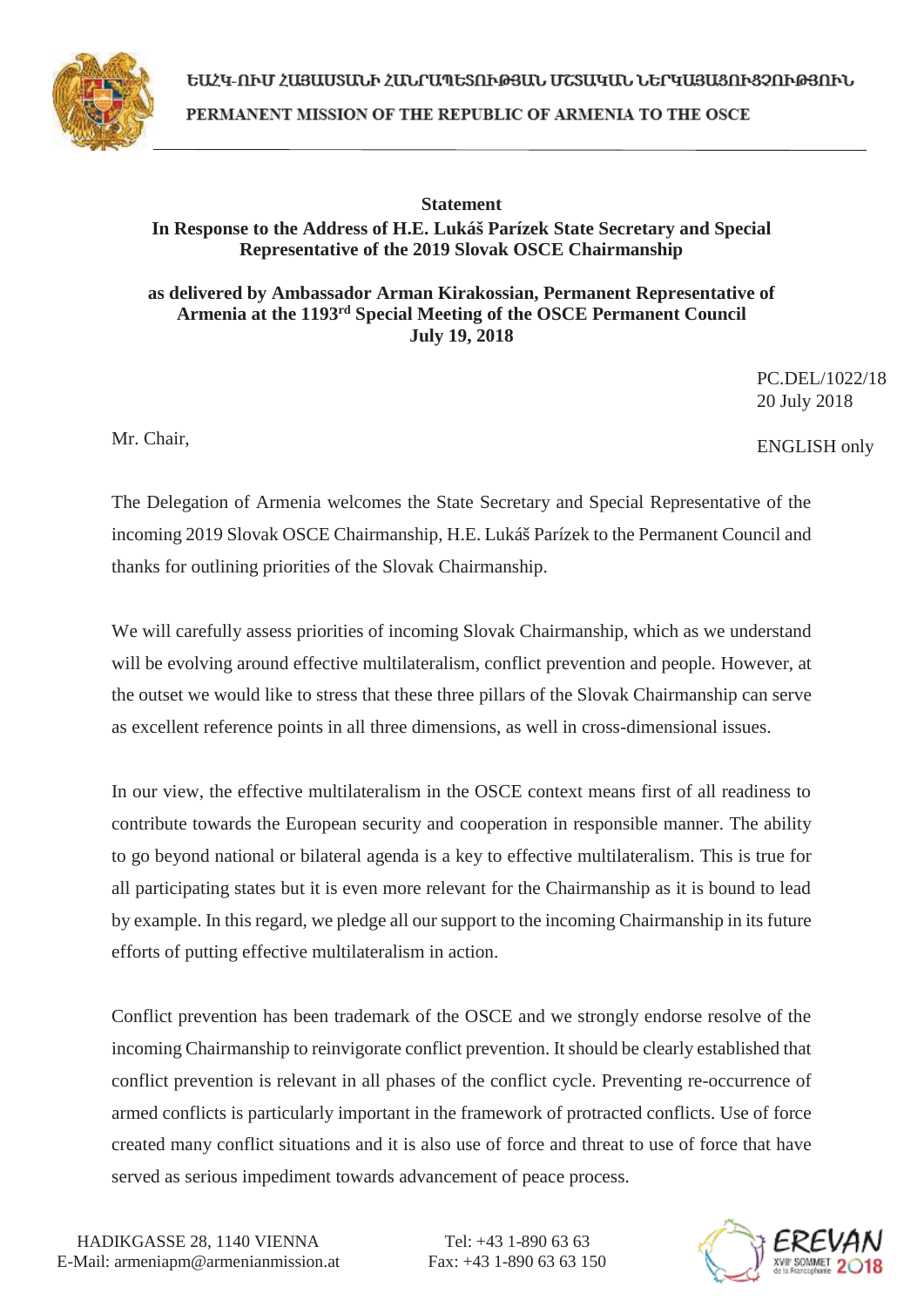ԵԱՀԿ-ՈՒՄ ՀԱՅԱՍՏԱՆԻ ՀԱՆՐԱՊԵՏՈՒԹՅԱՆ ՄՇՏԱԿԱՆ ՆԵՐԿԱՅԱՑՈՒՑՉՈՒԹՅՈՒՆ

PERMANENT MISSION OF THE REPUBLIC OF ARMENIA TO THE OSCE

**Statement**
**In Response to the Address of H.E. Lukáš Parízek State Secretary and Special Representative of the 2019 Slovak OSCE Chairmanship**

**as delivered by Ambassador Arman Kirakossian, Permanent Representative of Armenia at the 1193rd Special Meeting of the OSCE Permanent Council**
**July 19, 2018**

PC.DEL/1022/18
20 July 2018

ENGLISH only

Mr. Chair,

The Delegation of Armenia welcomes the State Secretary and Special Representative of the incoming 2019 Slovak OSCE Chairmanship, H.E. Lukáš Parízek to the Permanent Council and thanks for outlining priorities of the Slovak Chairmanship.

We will carefully assess priorities of incoming Slovak Chairmanship, which as we understand will be evolving around effective multilateralism, conflict prevention and people. However, at the outset we would like to stress that these three pillars of the Slovak Chairmanship can serve as excellent reference points in all three dimensions, as well in cross-dimensional issues.

In our view, the effective multilateralism in the OSCE context means first of all readiness to contribute towards the European security and cooperation in responsible manner. The ability to go beyond national or bilateral agenda is a key to effective multilateralism. This is true for all participating states but it is even more relevant for the Chairmanship as it is bound to lead by example. In this regard, we pledge all our support to the incoming Chairmanship in its future efforts of putting effective multilateralism in action.

Conflict prevention has been trademark of the OSCE and we strongly endorse resolve of the incoming Chairmanship to reinvigorate conflict prevention. It should be clearly established that conflict prevention is relevant in all phases of the conflict cycle. Preventing re-occurrence of armed conflicts is particularly important in the framework of protracted conflicts. Use of force created many conflict situations and it is also use of force and threat to use of force that have served as serious impediment towards advancement of peace process.

HADIKGASSE 28, 1140 VIENNA
E-Mail: armeniapm@armenianmission.at

Tel: +43 1-890 63 63
Fax: +43 1-890 63 63 150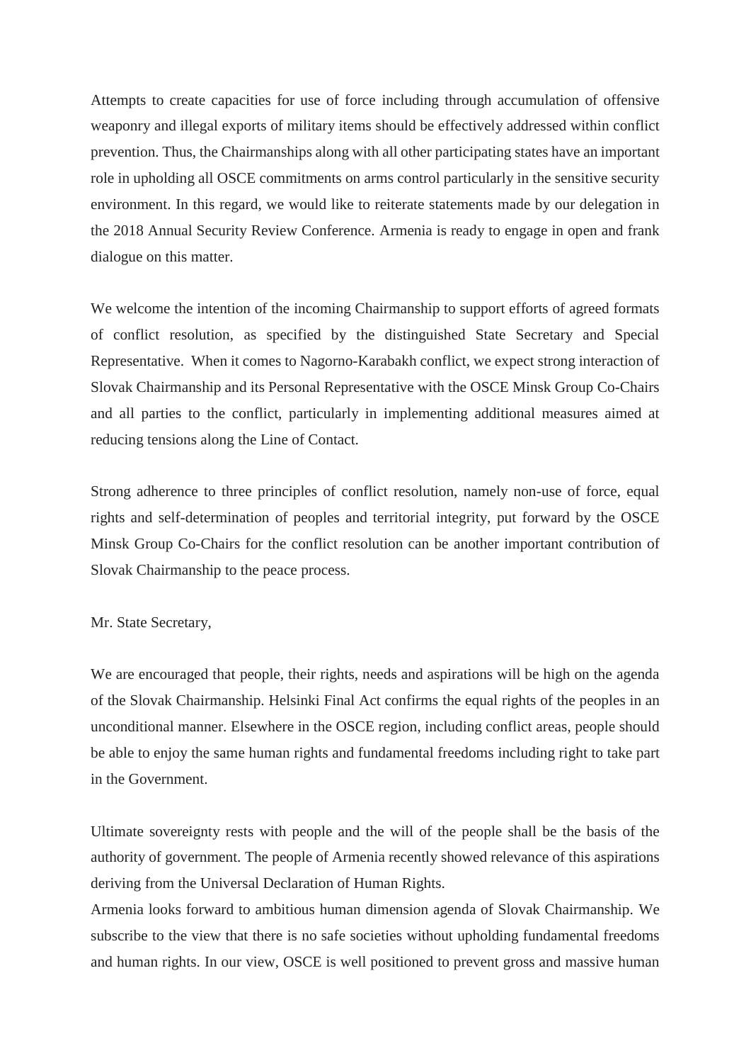Attempts to create capacities for use of force including through accumulation of offensive weaponry and illegal exports of military items should be effectively addressed within conflict prevention. Thus, the Chairmanships along with all other participating states have an important role in upholding all OSCE commitments on arms control particularly in the sensitive security environment. In this regard, we would like to reiterate statements made by our delegation in the 2018 Annual Security Review Conference. Armenia is ready to engage in open and frank dialogue on this matter.

We welcome the intention of the incoming Chairmanship to support efforts of agreed formats of conflict resolution, as specified by the distinguished State Secretary and Special Representative. When it comes to Nagorno-Karabakh conflict, we expect strong interaction of Slovak Chairmanship and its Personal Representative with the OSCE Minsk Group Co-Chairs and all parties to the conflict, particularly in implementing additional measures aimed at reducing tensions along the Line of Contact.

Strong adherence to three principles of conflict resolution, namely non-use of force, equal rights and self-determination of peoples and territorial integrity, put forward by the OSCE Minsk Group Co-Chairs for the conflict resolution can be another important contribution of Slovak Chairmanship to the peace process.

Mr. State Secretary,

We are encouraged that people, their rights, needs and aspirations will be high on the agenda of the Slovak Chairmanship. Helsinki Final Act confirms the equal rights of the peoples in an unconditional manner. Elsewhere in the OSCE region, including conflict areas, people should be able to enjoy the same human rights and fundamental freedoms including right to take part in the Government.

Ultimate sovereignty rests with people and the will of the people shall be the basis of the authority of government. The people of Armenia recently showed relevance of this aspirations deriving from the Universal Declaration of Human Rights.

Armenia looks forward to ambitious human dimension agenda of Slovak Chairmanship. We subscribe to the view that there is no safe societies without upholding fundamental freedoms and human rights. In our view, OSCE is well positioned to prevent gross and massive human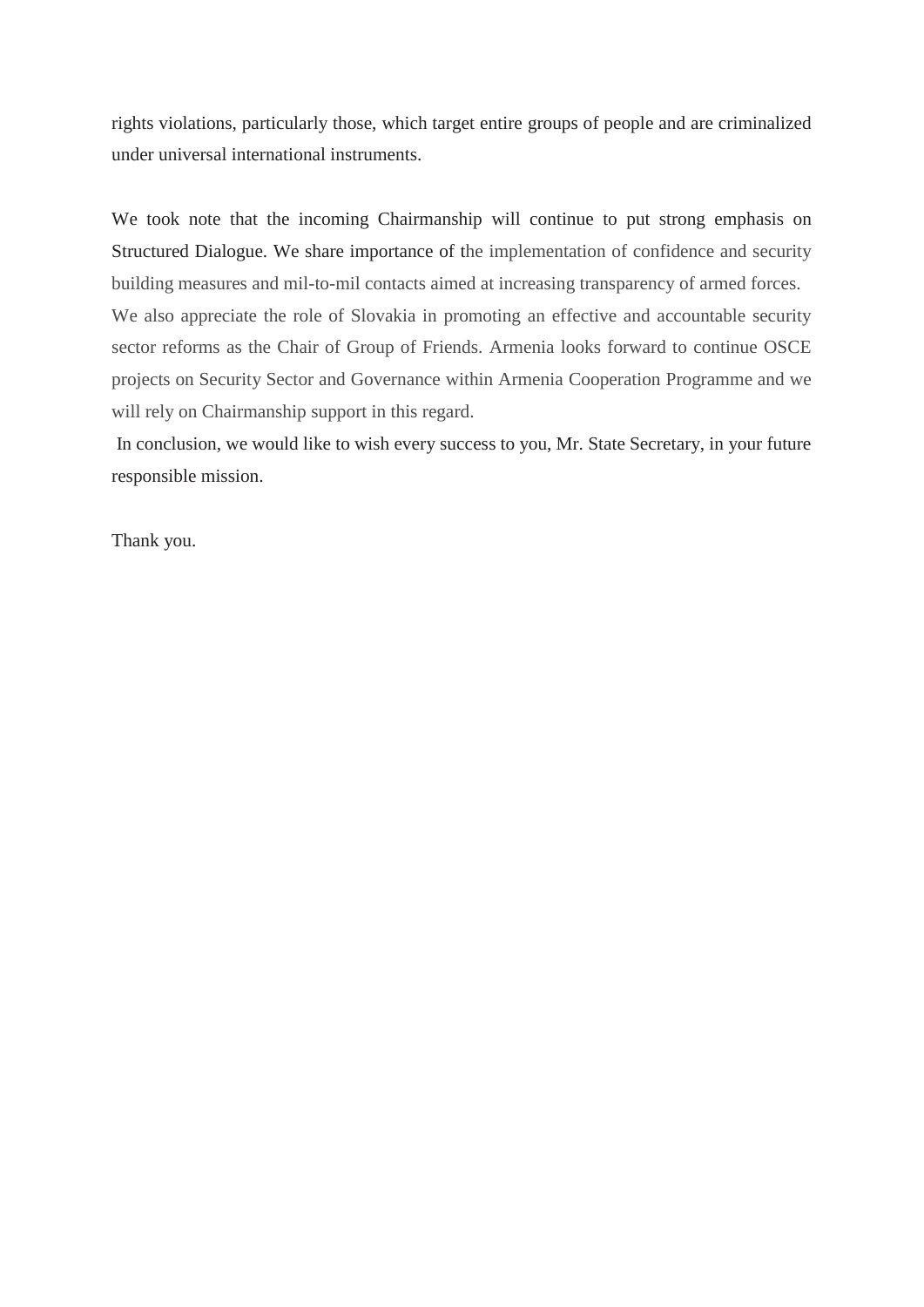rights violations, particularly those, which target entire groups of people and are criminalized under universal international instruments.

We took note that the incoming Chairmanship will continue to put strong emphasis on Structured Dialogue. We share importance of the implementation of confidence and security building measures and mil-to-mil contacts aimed at increasing transparency of armed forces.
We also appreciate the role of Slovakia in promoting an effective and accountable security sector reforms as the Chair of Group of Friends. Armenia looks forward to continue OSCE projects on Security Sector and Governance within Armenia Cooperation Programme and we will rely on Chairmanship support in this regard.
In conclusion, we would like to wish every success to you, Mr. State Secretary, in your future responsible mission.

Thank you.